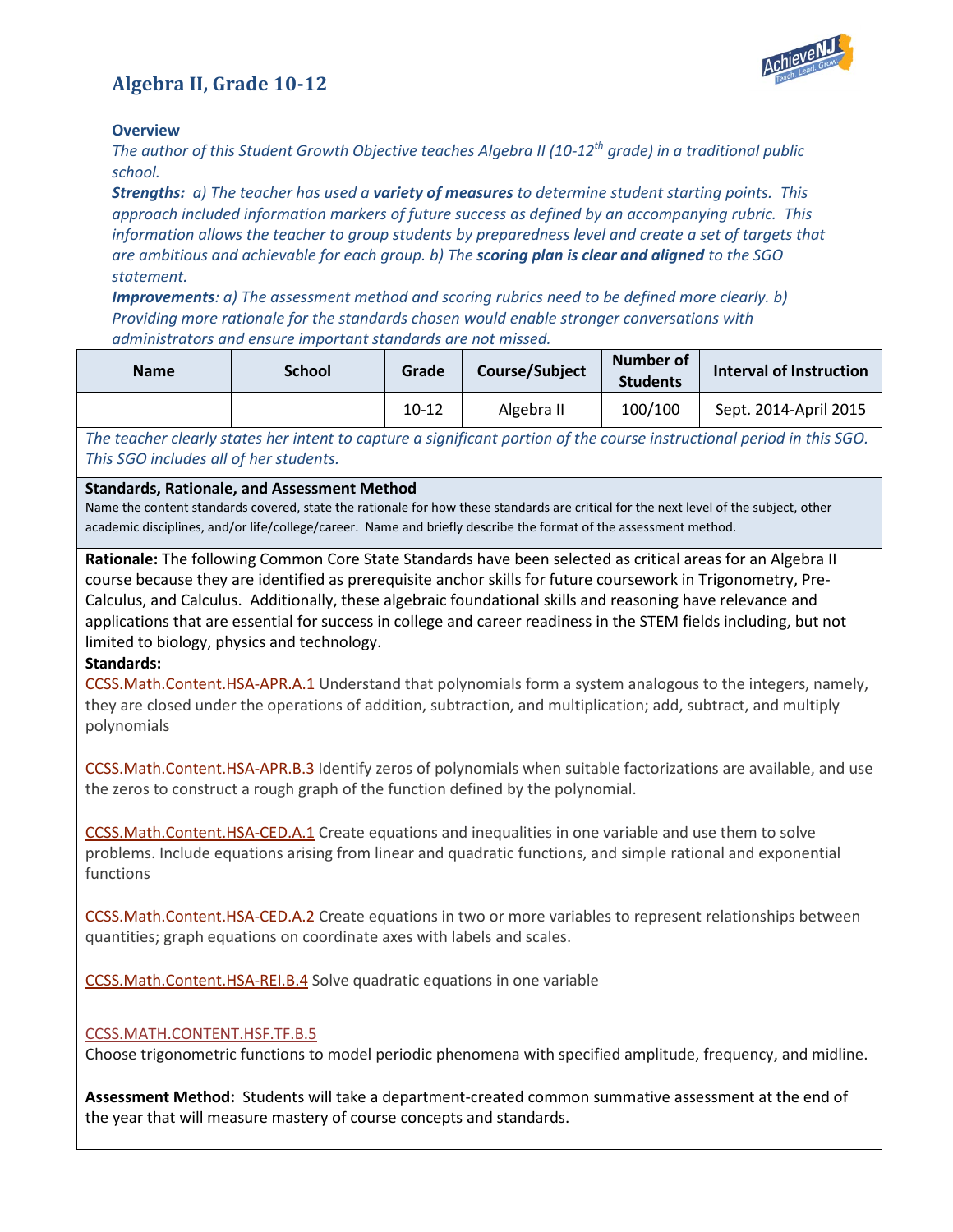# Algebra II, Grade 10-12

### Overview

*The author of this Student Growth Objective teaches Algebra II (10-12th grade) in a traditional public school.*

***Strengths:*** *a) The teacher has used a **variety of measures** to determine student starting points. This approach included information markers of future success as defined by an accompanying rubric. This information allows the teacher to group students by preparedness level and create a set of targets that are ambitious and achievable for each group. b) The **scoring plan is clear and aligned** to the SGO statement.*

***Improvements****: a) The assessment method and scoring rubrics need to be defined more clearly. b) Providing more rationale for the standards chosen would enable stronger conversations with administrators and ensure important standards are not missed.*

| Name | School | Grade | Course/Subject | Number of Students | Interval of Instruction |
|---|---|---|---|---|---|
| | | 10-12 | Algebra II | 100/100 | Sept. 2014-April 2015 |

*The teacher clearly states her intent to capture a significant portion of the course instructional period in this SGO. This SGO includes all of her students.*

**Standards, Rationale, and Assessment Method**

Name the content standards covered, state the rationale for how these standards are critical for the next level of the subject, other academic disciplines, and/or life/college/career. Name and briefly describe the format of the assessment method.

**Rationale:** The following Common Core State Standards have been selected as critical areas for an Algebra II course because they are identified as prerequisite anchor skills for future coursework in Trigonometry, Pre-Calculus, and Calculus. Additionally, these algebraic foundational skills and reasoning have relevance and applications that are essential for success in college and career readiness in the STEM fields including, but not limited to biology, physics and technology.

**Standards:**

CCSS.Math.Content.HSA-APR.A.1 Understand that polynomials form a system analogous to the integers, namely, they are closed under the operations of addition, subtraction, and multiplication; add, subtract, and multiply polynomials

CCSS.Math.Content.HSA-APR.B.3 Identify zeros of polynomials when suitable factorizations are available, and use the zeros to construct a rough graph of the function defined by the polynomial.

CCSS.Math.Content.HSA-CED.A.1 Create equations and inequalities in one variable and use them to solve problems. Include equations arising from linear and quadratic functions, and simple rational and exponential functions

CCSS.Math.Content.HSA-CED.A.2 Create equations in two or more variables to represent relationships between quantities; graph equations on coordinate axes with labels and scales.

CCSS.Math.Content.HSA-REI.B.4 Solve quadratic equations in one variable

CCSS.MATH.CONTENT.HSF.TF.B.5

Choose trigonometric functions to model periodic phenomena with specified amplitude, frequency, and midline.

**Assessment Method:** Students will take a department-created common summative assessment at the end of the year that will measure mastery of course concepts and standards.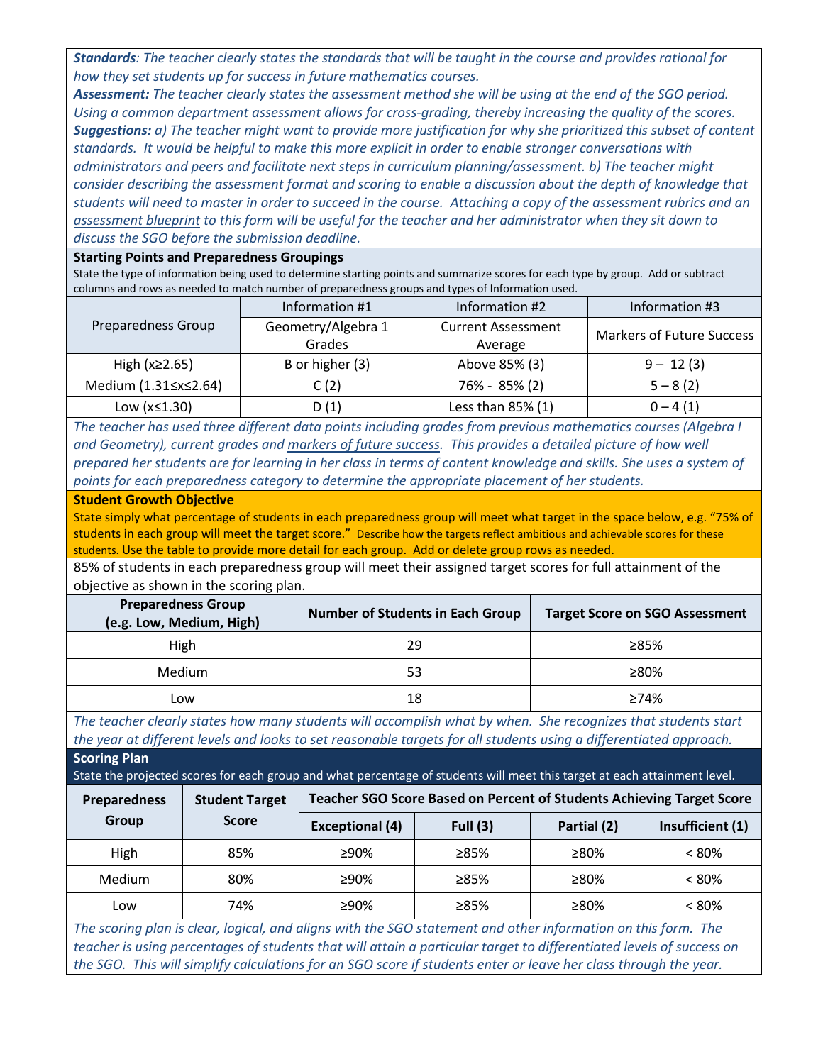***Standards**: The teacher clearly states the standards that will be taught in the course and provides rational for how they set students up for success in future mathematics courses.*

***Assessment:** The teacher clearly states the assessment method she will be using at the end of the SGO period. Using a common department assessment allows for cross-grading, thereby increasing the quality of the scores.*

***Suggestions:** a) The teacher might want to provide more justification for why she prioritized this subset of content standards. It would be helpful to make this more explicit in order to enable stronger conversations with administrators and peers and facilitate next steps in curriculum planning/assessment. b) The teacher might consider describing the assessment format and scoring to enable a discussion about the depth of knowledge that students will need to master in order to succeed in the course. Attaching a copy of the assessment rubrics and an assessment blueprint to this form will be useful for the teacher and her administrator when they sit down to discuss the SGO before the submission deadline.*

**Starting Points and Preparedness Groupings**

State the type of information being used to determine starting points and summarize scores for each type by group. Add or subtract columns and rows as needed to match number of preparedness groups and types of Information used.

| Preparedness Group | Information #1 | Information #2 | Information #3 |
|---|---|---|---|
| | Geometry/Algebra 1 Grades | Current Assessment Average | Markers of Future Success |
| High (x≥2.65) | B or higher (3) | Above 85% (3) | 9 – 12 (3) |
| Medium (1.31≤x≤2.64) | C (2) | 76% - 85% (2) | 5 – 8 (2) |
| Low (x≤1.30) | D (1) | Less than 85% (1) | 0 – 4 (1) |

*The teacher has used three different data points including grades from previous mathematics courses (Algebra I and Geometry), current grades and markers of future success. This provides a detailed picture of how well prepared her students are for learning in her class in terms of content knowledge and skills. She uses a system of points for each preparedness category to determine the appropriate placement of her students.*

**Student Growth Objective**

State simply what percentage of students in each preparedness group will meet what target in the space below, e.g. "75% of students in each group will meet the target score." Describe how the targets reflect ambitious and achievable scores for these students. Use the table to provide more detail for each group. Add or delete group rows as needed.

85% of students in each preparedness group will meet their assigned target scores for full attainment of the objective as shown in the scoring plan.

| Preparedness Group (e.g. Low, Medium, High) | Number of Students in Each Group | Target Score on SGO Assessment |
|---|---|---|
| High | 29 | ≥85% |
| Medium | 53 | ≥80% |
| Low | 18 | ≥74% |

*The teacher clearly states how many students will accomplish what by when. She recognizes that students start the year at different levels and looks to set reasonable targets for all students using a differentiated approach.*

**Scoring Plan**

State the projected scores for each group and what percentage of students will meet this target at each attainment level.

| Preparedness Group | Student Target Score | Teacher SGO Score Based on Percent of Students Achieving Target Score | | | |
|---|---|---|---|---|---|
| | | Exceptional (4) | Full (3) | Partial (2) | Insufficient (1) |
| High | 85% | ≥90% | ≥85% | ≥80% | < 80% |
| Medium | 80% | ≥90% | ≥85% | ≥80% | < 80% |
| Low | 74% | ≥90% | ≥85% | ≥80% | < 80% |

*The scoring plan is clear, logical, and aligns with the SGO statement and other information on this form. The teacher is using percentages of students that will attain a particular target to differentiated levels of success on the SGO. This will simplify calculations for an SGO score if students enter or leave her class through the year.*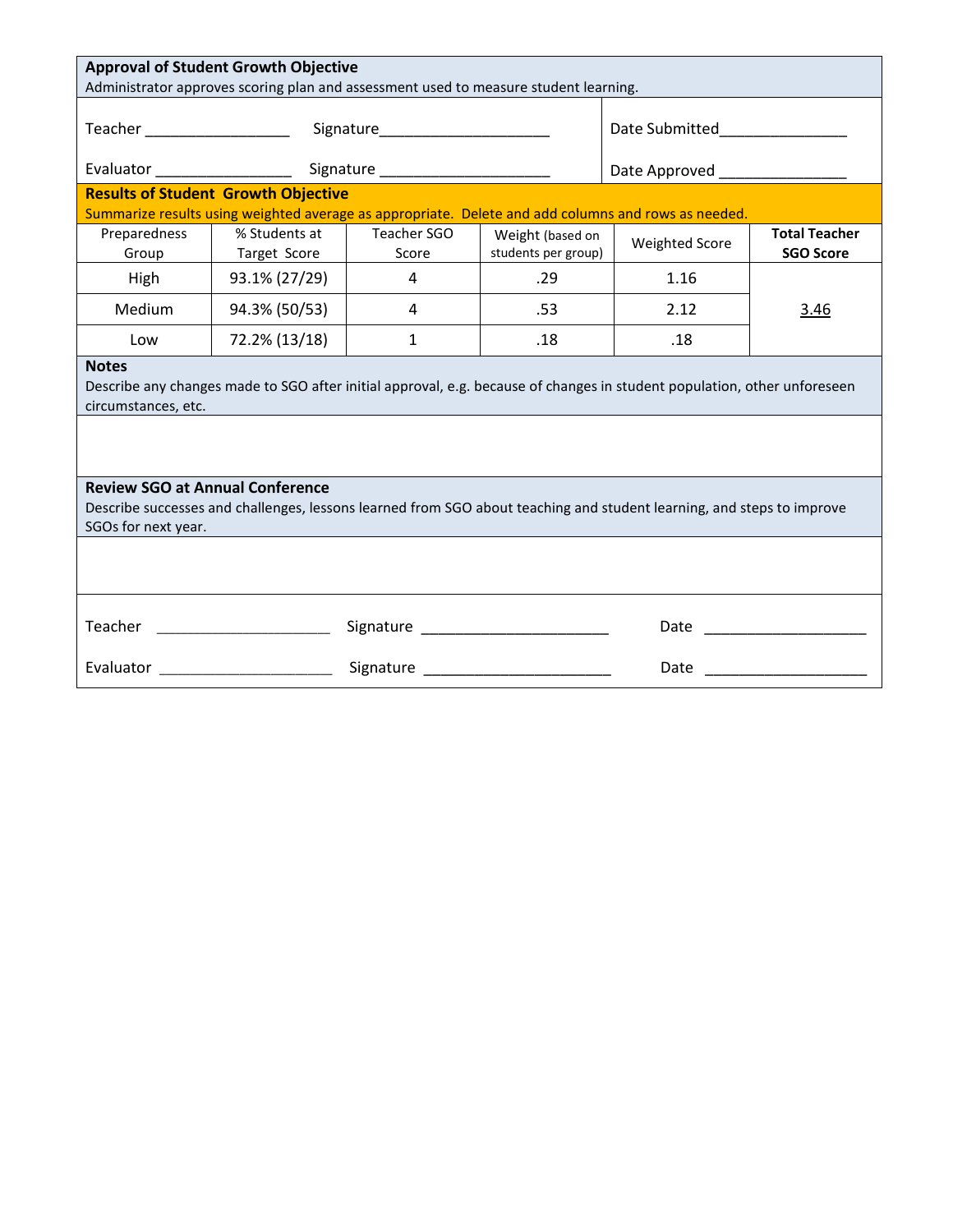**Approval of Student Growth Objective**

Administrator approves scoring plan and assessment used to measure student learning.

Teacher _________________ Signature____________________ Date Submitted_______________

Evaluator ________________ Signature ____________________ Date Approved _______________

**Results of Student Growth Objective**

Summarize results using weighted average as appropriate. Delete and add columns and rows as needed.

| Preparedness Group | % Students at Target Score | Teacher SGO Score | Weight (based on students per group) | Weighted Score | **Total Teacher SGO Score** |
|---|---|---|---|---|---|
| High | 93.1% (27/29) | 4 | .29 | 1.16 | 3.46 |
| Medium | 94.3% (50/53) | 4 | .53 | 2.12 | |
| Low | 72.2% (13/18) | 1 | .18 | .18 | |

**Notes**

Describe any changes made to SGO after initial approval, e.g. because of changes in student population, other unforeseen circumstances, etc.

**Review SGO at Annual Conference**

Describe successes and challenges, lessons learned from SGO about teaching and student learning, and steps to improve SGOs for next year.

Teacher _____________________ Signature ______________________ Date ___________________

Evaluator _____________________ Signature ______________________ Date ___________________